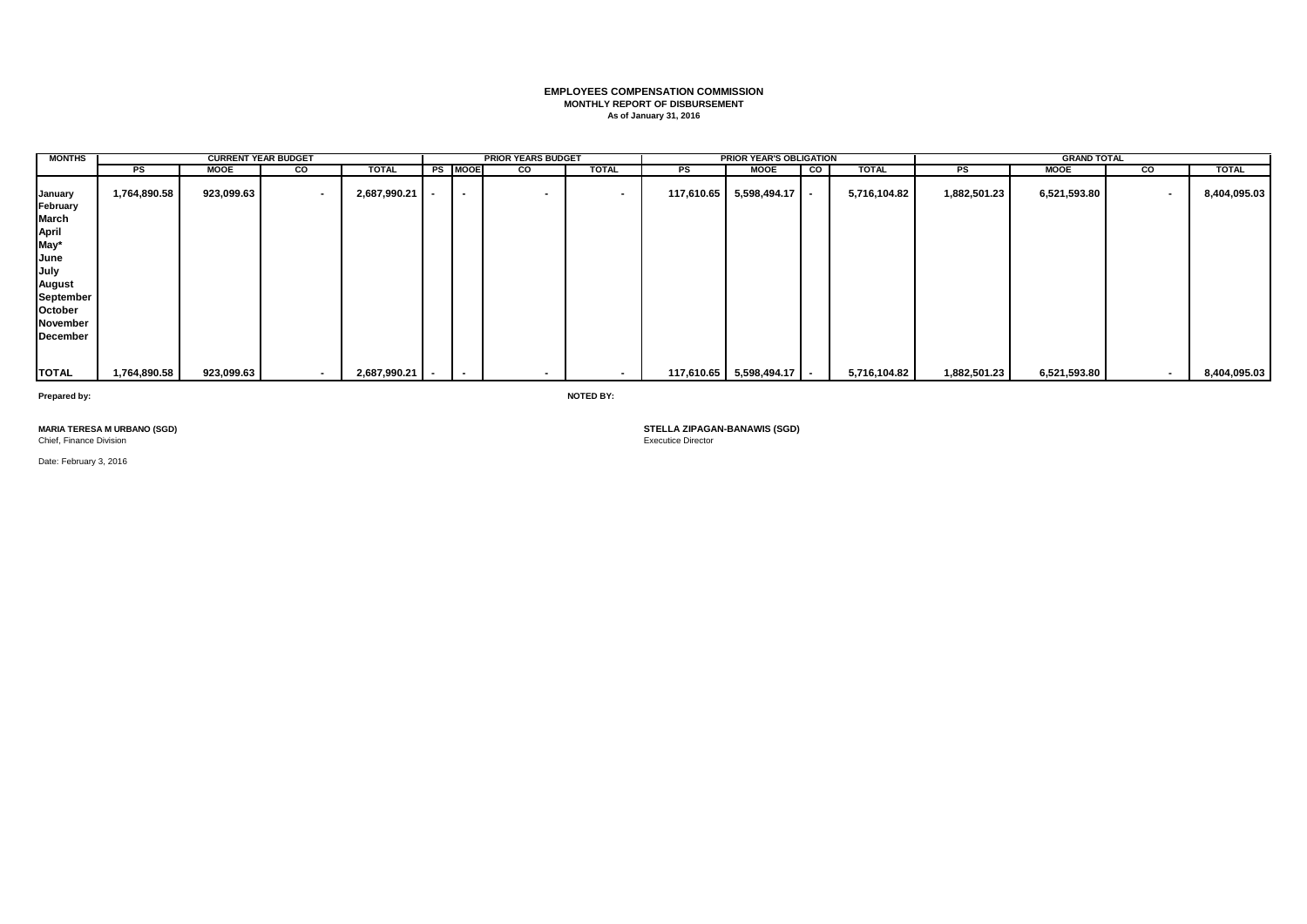**EMPLOYEES COMPENSATION COMMISSION**
**MONTHLY REPORT OF DISBURSEMENT**
**As of January 31, 2016**

| MONTHS | CURRENT YEAR BUDGET | | | | PRIOR YEARS BUDGET | | | | PRIOR YEAR'S OBLIGATION | | | | GRAND TOTAL | | | |
|---|---|---|---|---|---|---|---|---|---|---|---|---|---|---|---|---|
| | PS | MOOE | CO | TOTAL | PS | MOOE | CO | TOTAL | PS | MOOE | CO | TOTAL | PS | MOOE | CO | TOTAL |
| January | 1,764,890.58 | 923,099.63 | - | 2,687,990.21 | - | - | - | - | 117,610.65 | 5,598,494.17 | - | 5,716,104.82 | 1,882,501.23 | 6,521,593.80 | - | 8,404,095.03 |
| February | | | | | | | | | | | | | | | | |
| March | | | | | | | | | | | | | | | | |
| April | | | | | | | | | | | | | | | | |
| May* | | | | | | | | | | | | | | | | |
| June | | | | | | | | | | | | | | | | |
| July | | | | | | | | | | | | | | | | |
| August | | | | | | | | | | | | | | | | |
| September | | | | | | | | | | | | | | | | |
| October | | | | | | | | | | | | | | | | |
| November | | | | | | | | | | | | | | | | |
| December | | | | | | | | | | | | | | | | |
| **TOTAL** | 1,764,890.58 | 923,099.63 | - | 2,687,990.21 | - | - | - | - | 117,610.65 | 5,598,494.17 | - | 5,716,104.82 | 1,882,501.23 | 6,521,593.80 | - | 8,404,095.03 |

**Prepared by:**

**MARIA TERESA M URBANO (SGD)**
Chief, Finance Division

Date: February 3, 2016

**NOTED BY:**

**STELLA ZIPAGAN-BANAWIS (SGD)**
Executice Director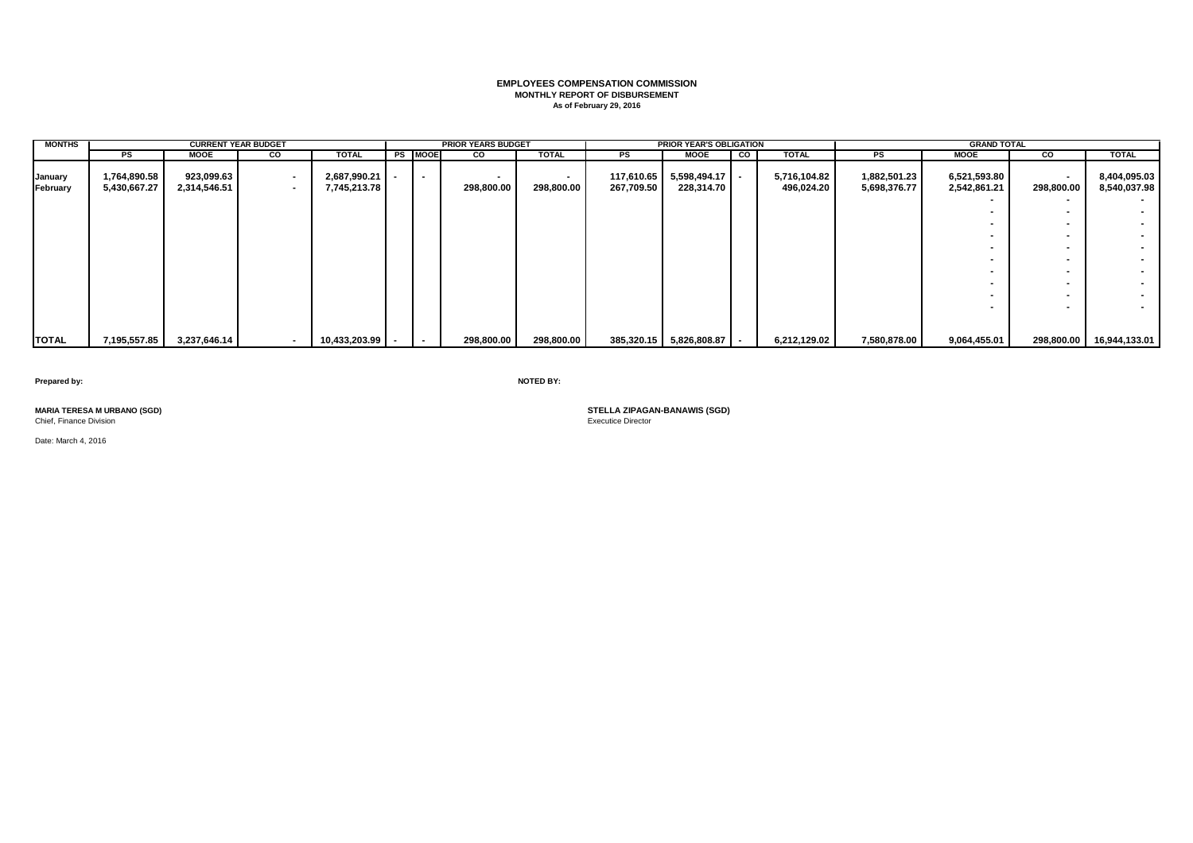**EMPLOYEES COMPENSATION COMMISSION**
**MONTHLY REPORT OF DISBURSEMENT**
**As of February 29, 2016**

| MONTHS | CURRENT YEAR BUDGET | | | | PRIOR YEARS BUDGET | | | | PRIOR YEAR'S OBLIGATION | | | | GRAND TOTAL | | | |
|---|---|---|---|---|---|---|---|---|---|---|---|---|---|---|---|---|
| | PS | MOOE | CO | TOTAL | PS | MOOE | CO | TOTAL | PS | MOOE | CO | TOTAL | PS | MOOE | CO | TOTAL |
| January | 1,764,890.58 | 923,099.63 | - | 2,687,990.21 | - | - | - | - | 117,610.65 | 5,598,494.17 | - | 5,716,104.82 | 1,882,501.23 | 6,521,593.80 | - | 8,404,095.03 |
| February | 5,430,667.27 | 2,314,546.51 | - | 7,745,213.78 | | | 298,800.00 | 298,800.00 | 267,709.50 | 228,314.70 | | 496,024.20 | 5,698,376.77 | 2,542,861.21 | 298,800.00 | 8,540,037.98 |
| | | | | | | | | | | | | | | - | - | - |
| | | | | | | | | | | | | | | - | - | - |
| | | | | | | | | | | | | | | - | - | - |
| | | | | | | | | | | | | | | - | - | - |
| | | | | | | | | | | | | | | - | - | - |
| | | | | | | | | | | | | | | - | - | - |
| | | | | | | | | | | | | | | - | - | - |
| | | | | | | | | | | | | | | - | - | - |
| | | | | | | | | | | | | | | - | - | - |
| | | | | | | | | | | | | | | - | - | - |
| **TOTAL** | 7,195,557.85 | 3,237,646.14 | - | 10,433,203.99 | - | - | 298,800.00 | 298,800.00 | 385,320.15 | 5,826,808.87 | - | 6,212,129.02 | 7,580,878.00 | 9,064,455.01 | 298,800.00 | 16,944,133.01 |

**Prepared by:**

**MARIA TERESA M URBANO (SGD)**
Chief, Finance Division

**NOTED BY:**

**STELLA ZIPAGAN-BANAWIS (SGD)**
Executice Director

Date: March 4, 2016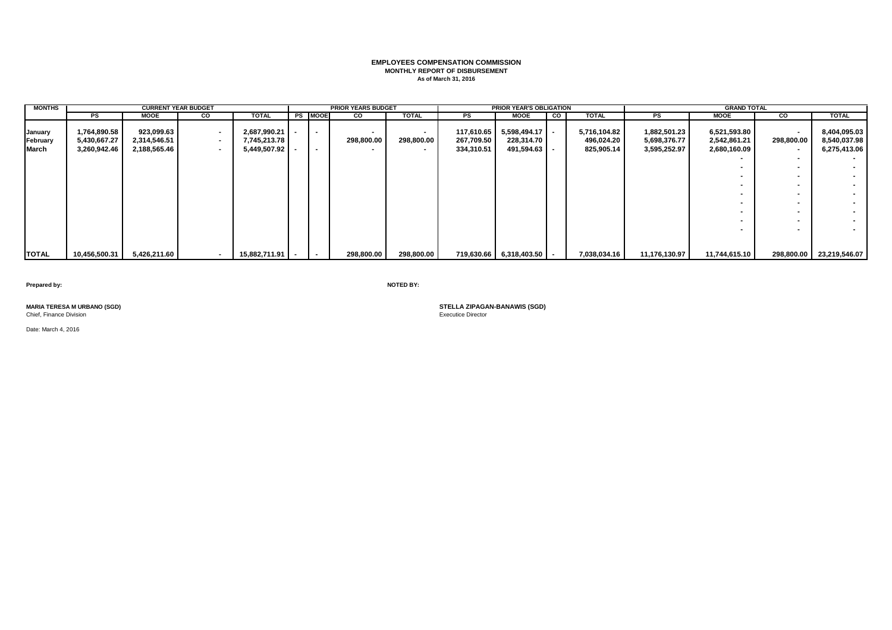# EMPLOYEES COMPENSATION COMMISSION

**MONTHLY REPORT OF DISBURSEMENT**

**As of March 31, 2016**

| MONTHS | CURRENT YEAR BUDGET | | | | PRIOR YEARS BUDGET | | | | PRIOR YEAR'S OBLIGATION | | | | GRAND TOTAL | | | |
|---|---|---|---|---|---|---|---|---|---|---|---|---|---|---|---|---|
| | PS | MOOE | CO | TOTAL | PS | MOOE | CO | TOTAL | PS | MOOE | CO | TOTAL | PS | MOOE | CO | TOTAL |
| January | 1,764,890.58 | 923,099.63 | - | 2,687,990.21 | - | - | - | - | 117,610.65 | 5,598,494.17 | - | 5,716,104.82 | 1,882,501.23 | 6,521,593.80 | - | 8,404,095.03 |
| February | 5,430,667.27 | 2,314,546.51 | - | 7,745,213.78 | | | 298,800.00 | 298,800.00 | 267,709.50 | 228,314.70 | | 496,024.20 | 5,698,376.77 | 2,542,861.21 | 298,800.00 | 8,540,037.98 |
| March | 3,260,942.46 | 2,188,565.46 | - | 5,449,507.92 | - | - | - | - | 334,310.51 | 491,594.63 | - | 825,905.14 | 3,595,252.97 | 2,680,160.09 | - | 6,275,413.06 |
| | | | | | | | | | | | | | | - | - | - |
| | | | | | | | | | | | | | | - | - | - |
| | | | | | | | | | | | | | | - | - | - |
| | | | | | | | | | | | | | | - | - | - |
| | | | | | | | | | | | | | | - | - | - |
| | | | | | | | | | | | | | | - | - | - |
| | | | | | | | | | | | | | | - | - | - |
| | | | | | | | | | | | | | | - | - | - |
| | | | | | | | | | | | | | | - | - | - |
| TOTAL | 10,456,500.31 | 5,426,211.60 | - | 15,882,711.91 | - | - | 298,800.00 | 298,800.00 | 719,630.66 | 6,318,403.50 | - | 7,038,034.16 | 11,176,130.97 | 11,744,615.10 | 298,800.00 | 23,219,546.07 |

**Prepared by:**

**MARIA TERESA M URBANO (SGD)**
Chief, Finance Division

**NOTED BY:**

**STELLA ZIPAGAN-BANAWIS (SGD)**
Executice Director

Date: March 4, 2016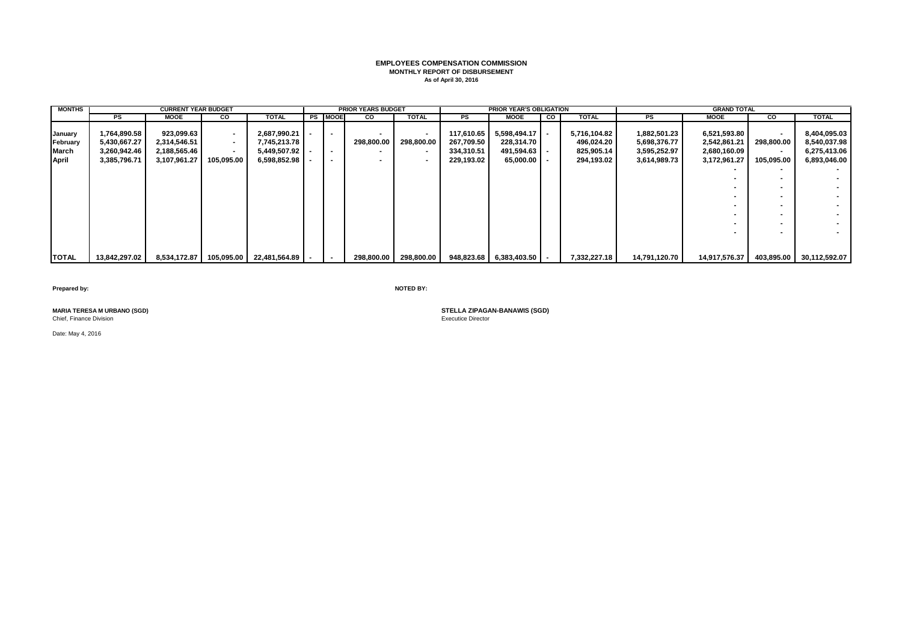**EMPLOYEES COMPENSATION COMMISSION**
**MONTHLY REPORT OF DISBURSEMENT**
**As of April 30, 2016**

| MONTHS | CURRENT YEAR BUDGET | | | | PRIOR YEARS BUDGET | | | | PRIOR YEAR'S OBLIGATION | | | | GRAND TOTAL | | | |
|---|---|---|---|---|---|---|---|---|---|---|---|---|---|---|---|---|
| | PS | MOOE | CO | TOTAL | PS | MOOE | CO | TOTAL | PS | MOOE | CO | TOTAL | PS | MOOE | CO | TOTAL |
| January | 1,764,890.58 | 923,099.63 | - | 2,687,990.21 | - | - | - | - | 117,610.65 | 5,598,494.17 | - | 5,716,104.82 | 1,882,501.23 | 6,521,593.80 | - | 8,404,095.03 |
| February | 5,430,667.27 | 2,314,546.51 | - | 7,745,213.78 | | | 298,800.00 | 298,800.00 | 267,709.50 | 228,314.70 | | 496,024.20 | 5,698,376.77 | 2,542,861.21 | 298,800.00 | 8,540,037.98 |
| March | 3,260,942.46 | 2,188,565.46 | - | 5,449,507.92 | - | - | - | - | 334,310.51 | 491,594.63 | - | 825,905.14 | 3,595,252.97 | 2,680,160.09 | - | 6,275,413.06 |
| April | 3,385,796.71 | 3,107,961.27 | 105,095.00 | 6,598,852.98 | - | - | - | - | 229,193.02 | 65,000.00 | - | 294,193.02 | 3,614,989.73 | 3,172,961.27 | 105,095.00 | 6,893,046.00 |
| | | | | | | | | | | | | | | - | - | - |
| | | | | | | | | | | | | | | - | - | - |
| | | | | | | | | | | | | | | - | - | - |
| | | | | | | | | | | | | | | - | - | - |
| | | | | | | | | | | | | | | - | - | - |
| | | | | | | | | | | | | | | - | - | - |
| | | | | | | | | | | | | | | - | - | - |
| | | | | | | | | | | | | | | - | - | - |
| **TOTAL** | 13,842,297.02 | 8,534,172.87 | 105,095.00 | 22,481,564.89 | - | - | 298,800.00 | 298,800.00 | 948,823.68 | 6,383,403.50 | - | 7,332,227.18 | 14,791,120.70 | 14,917,576.37 | 403,895.00 | 30,112,592.07 |

**Prepared by:**

**MARIA TERESA M URBANO (SGD)**
Chief, Finance Division

Date: May 4, 2016

**NOTED BY:**

**STELLA ZIPAGAN-BANAWIS (SGD)**
Executice Director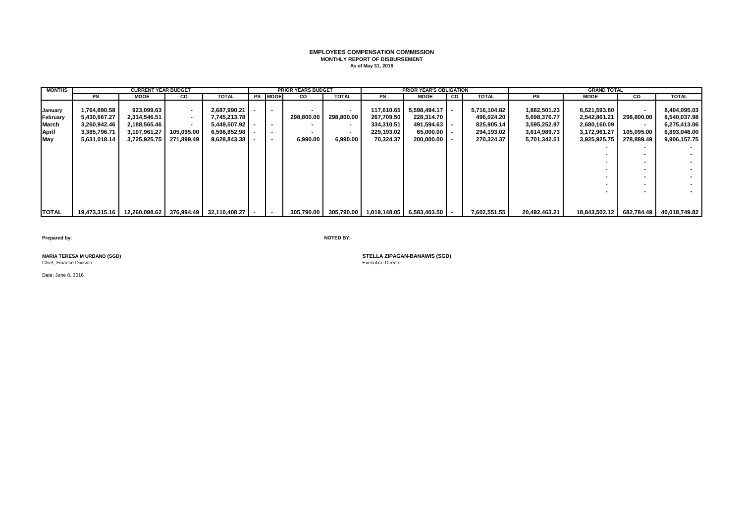# EMPLOYEES COMPENSATION COMMISSION
## MONTHLY REPORT OF DISBURSEMENT
### As of May 31, 2016

| MONTHS | CURRENT YEAR BUDGET | | | | PRIOR YEARS BUDGET | | | | PRIOR YEAR'S OBLIGATION | | | | GRAND TOTAL | | | |
|---|---|---|---|---|---|---|---|---|---|---|---|---|---|---|---|---|
| | PS | MOOE | CO | TOTAL | PS | MOOE | CO | TOTAL | PS | MOOE | CO | TOTAL | PS | MOOE | CO | TOTAL |
| January | 1,764,890.58 | 923,099.63 | - | 2,687,990.21 | - | - | - | - | 117,610.65 | 5,598,494.17 | - | 5,716,104.82 | 1,882,501.23 | 6,521,593.80 | - | 8,404,095.03 |
| February | 5,430,667.27 | 2,314,546.51 | - | 7,745,213.78 | | | 298,800.00 | 298,800.00 | 267,709.50 | 228,314.70 | | 496,024.20 | 5,698,376.77 | 2,542,861.21 | 298,800.00 | 8,540,037.98 |
| March | 3,260,942.46 | 2,188,565.46 | - | 5,449,507.92 | - | - | - | - | 334,310.51 | 491,594.63 | - | 825,905.14 | 3,595,252.97 | 2,680,160.09 | - | 6,275,413.06 |
| April | 3,385,796.71 | 3,107,961.27 | 105,095.00 | 6,598,852.98 | - | - | - | - | 229,193.02 | 65,000.00 | - | 294,193.02 | 3,614,989.73 | 3,172,961.27 | 105,095.00 | 6,893,046.00 |
| May | 5,631,018.14 | 3,725,925.75 | 271,899.49 | 9,628,843.38 | - | - | 6,990.00 | 6,990.00 | 70,324.37 | 200,000.00 | - | 270,324.37 | 5,701,342.51 | 3,925,925.75 | 278,889.49 | 9,906,157.75 |
| | | | | | | | | | | | | | | - | - | - |
| | | | | | | | | | | | | | | - | - | - |
| | | | | | | | | | | | | | | - | - | - |
| | | | | | | | | | | | | | | - | - | - |
| | | | | | | | | | | | | | | - | - | - |
| | | | | | | | | | | | | | | - | - | - |
| | | | | | | | | | | | | | | - | - | - |
| TOTAL | 19,473,315.16 | 12,260,098.62 | 376,994.49 | 32,110,408.27 | - | - | 305,790.00 | 305,790.00 | 1,019,148.05 | 6,583,403.50 | - | 7,602,551.55 | 20,492,463.21 | 18,843,502.12 | 682,784.49 | 40,018,749.82 |

**Prepared by:**

**MARIA TERESA M URBANO (SGD)**
Chief, Finance Division

Date: June 8, 2016

**NOTED BY:**

**STELLA ZIPAGAN-BANAWIS (SGD)**
Executice Director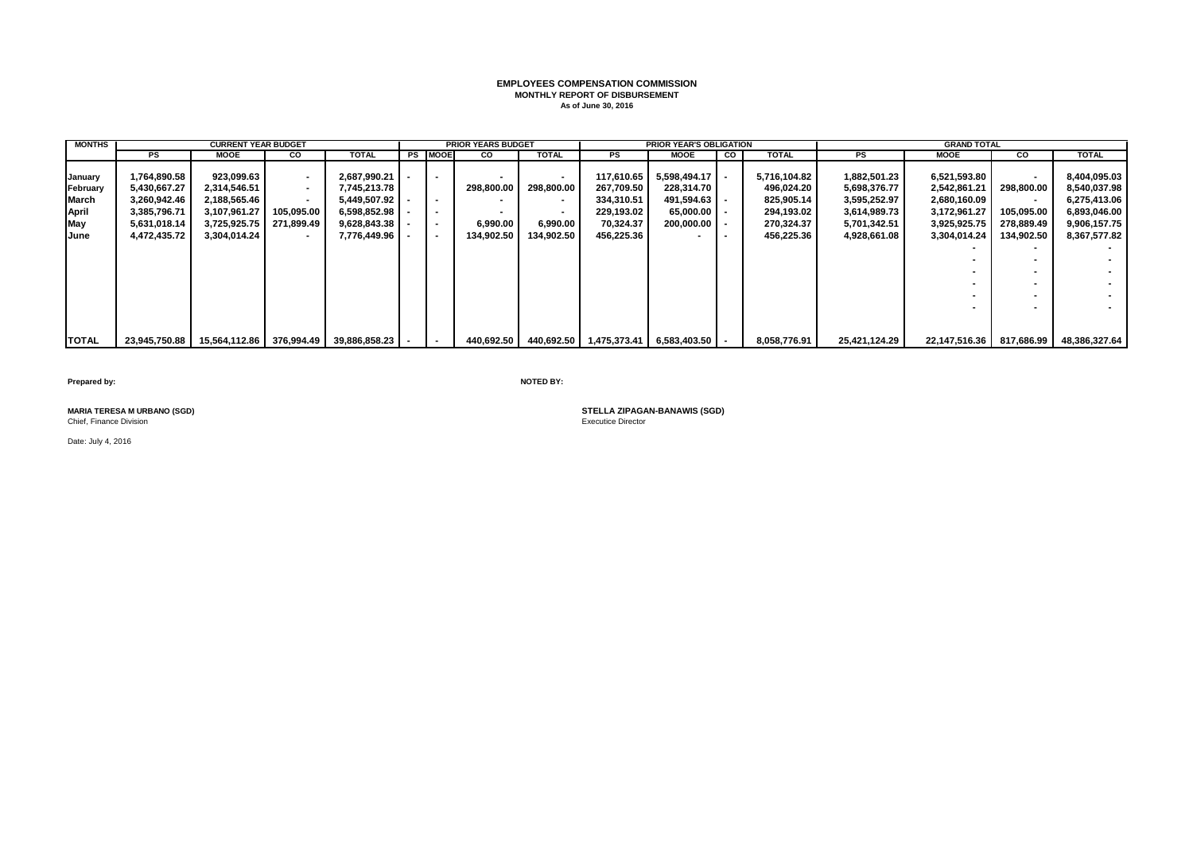**EMPLOYEES COMPENSATION COMMISSION**
**MONTHLY REPORT OF DISBURSEMENT**
**As of June 30, 2016**

| MONTHS | CURRENT YEAR BUDGET | | | | PRIOR YEARS BUDGET | | | | PRIOR YEAR'S OBLIGATION | | | | GRAND TOTAL | | | |
|---|---|---|---|---|---|---|---|---|---|---|---|---|---|---|---|---|
| | PS | MOOE | CO | TOTAL | PS | MOOE | CO | TOTAL | PS | MOOE | CO | TOTAL | PS | MOOE | CO | TOTAL |
| January | 1,764,890.58 | 923,099.63 | - | 2,687,990.21 | - | - | - | - | 117,610.65 | 5,598,494.17 | - | 5,716,104.82 | 1,882,501.23 | 6,521,593.80 | - | 8,404,095.03 |
| February | 5,430,667.27 | 2,314,546.51 | - | 7,745,213.78 | | | 298,800.00 | 298,800.00 | 267,709.50 | 228,314.70 | | 496,024.20 | 5,698,376.77 | 2,542,861.21 | 298,800.00 | 8,540,037.98 |
| March | 3,260,942.46 | 2,188,565.46 | - | 5,449,507.92 | - | - | - | - | 334,310.51 | 491,594.63 | - | 825,905.14 | 3,595,252.97 | 2,680,160.09 | - | 6,275,413.06 |
| April | 3,385,796.71 | 3,107,961.27 | 105,095.00 | 6,598,852.98 | - | - | - | - | 229,193.02 | 65,000.00 | - | 294,193.02 | 3,614,989.73 | 3,172,961.27 | 105,095.00 | 6,893,046.00 |
| May | 5,631,018.14 | 3,725,925.75 | 271,899.49 | 9,628,843.38 | - | - | 6,990.00 | 6,990.00 | 70,324.37 | 200,000.00 | - | 270,324.37 | 5,701,342.51 | 3,925,925.75 | 278,889.49 | 9,906,157.75 |
| June | 4,472,435.72 | 3,304,014.24 | - | 7,776,449.96 | - | - | 134,902.50 | 134,902.50 | 456,225.36 | - | - | 456,225.36 | 4,928,661.08 | 3,304,014.24 | 134,902.50 | 8,367,577.82 |
| | | | | | | | | | | | | | | - | - | - |
| | | | | | | | | | | | | | | - | - | - |
| | | | | | | | | | | | | | | - | - | - |
| | | | | | | | | | | | | | | - | - | - |
| | | | | | | | | | | | | | | - | - | - |
| | | | | | | | | | | | | | | - | - | - |
| TOTAL | 23,945,750.88 | 15,564,112.86 | 376,994.49 | 39,886,858.23 | - | - | 440,692.50 | 440,692.50 | 1,475,373.41 | 6,583,403.50 | - | 8,058,776.91 | 25,421,124.29 | 22,147,516.36 | 817,686.99 | 48,386,327.64 |

**Prepared by:**

**MARIA TERESA M URBANO (SGD)**
Chief, Finance Division

**NOTED BY:**

**STELLA ZIPAGAN-BANAWIS (SGD)**
Executice Director

Date: July 4, 2016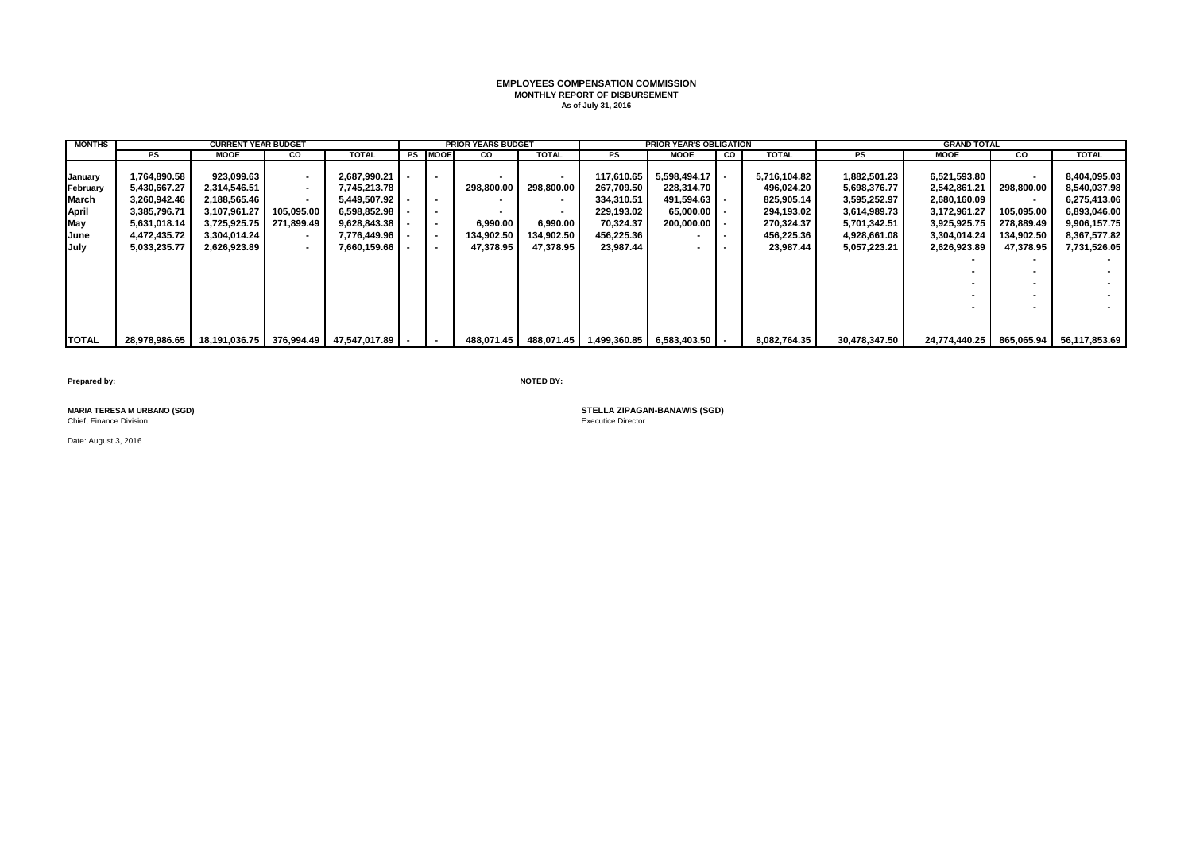**EMPLOYEES COMPENSATION COMMISSION**

**MONTHLY REPORT OF DISBURSEMENT**

**As of July 31, 2016**

| MONTHS | CURRENT YEAR BUDGET | | | | PRIOR YEARS BUDGET | | | | PRIOR YEAR'S OBLIGATION | | | | GRAND TOTAL | | | |
|---|---|---|---|---|---|---|---|---|---|---|---|---|---|---|---|---|
| | PS | MOOE | CO | TOTAL | PS | MOOE | CO | TOTAL | PS | MOOE | CO | TOTAL | PS | MOOE | CO | TOTAL |
| January | 1,764,890.58 | 923,099.63 | - | 2,687,990.21 | - | - | - | - | 117,610.65 | 5,598,494.17 | - | 5,716,104.82 | 1,882,501.23 | 6,521,593.80 | - | 8,404,095.03 |
| February | 5,430,667.27 | 2,314,546.51 | - | 7,745,213.78 | | | 298,800.00 | 298,800.00 | 267,709.50 | 228,314.70 | | 496,024.20 | 5,698,376.77 | 2,542,861.21 | 298,800.00 | 8,540,037.98 |
| March | 3,260,942.46 | 2,188,565.46 | - | 5,449,507.92 | - | - | - | - | 334,310.51 | 491,594.63 | - | 825,905.14 | 3,595,252.97 | 2,680,160.09 | - | 6,275,413.06 |
| April | 3,385,796.71 | 3,107,961.27 | 105,095.00 | 6,598,852.98 | - | - | - | - | 229,193.02 | 65,000.00 | - | 294,193.02 | 3,614,989.73 | 3,172,961.27 | 105,095.00 | 6,893,046.00 |
| May | 5,631,018.14 | 3,725,925.75 | 271,899.49 | 9,628,843.38 | - | - | 6,990.00 | 6,990.00 | 70,324.37 | 200,000.00 | - | 270,324.37 | 5,701,342.51 | 3,925,925.75 | 278,889.49 | 9,906,157.75 |
| June | 4,472,435.72 | 3,304,014.24 | - | 7,776,449.96 | - | - | 134,902.50 | 134,902.50 | 456,225.36 | - | - | 456,225.36 | 4,928,661.08 | 3,304,014.24 | 134,902.50 | 8,367,577.82 |
| July | 5,033,235.77 | 2,626,923.89 | - | 7,660,159.66 | - | - | 47,378.95 | 47,378.95 | 23,987.44 | - | - | 23,987.44 | 5,057,223.21 | 2,626,923.89 | 47,378.95 | 7,731,526.05 |
| | | | | | | | | | | | | | | - | - | - |
| | | | | | | | | | | | | | | - | - | - |
| | | | | | | | | | | | | | | - | - | - |
| | | | | | | | | | | | | | | - | - | - |
| | | | | | | | | | | | | | | - | - | - |
| **TOTAL** | 28,978,986.65 | 18,191,036.75 | 376,994.49 | 47,547,017.89 | - | - | 488,071.45 | 488,071.45 | 1,499,360.85 | 6,583,403.50 | - | 8,082,764.35 | 30,478,347.50 | 24,774,440.25 | 865,065.94 | 56,117,853.69 |

**Prepared by:**

**MARIA TERESA M URBANO (SGD)**
Chief, Finance Division

Date: August 3, 2016

**NOTED BY:**

**STELLA ZIPAGAN-BANAWIS (SGD)**
Executice Director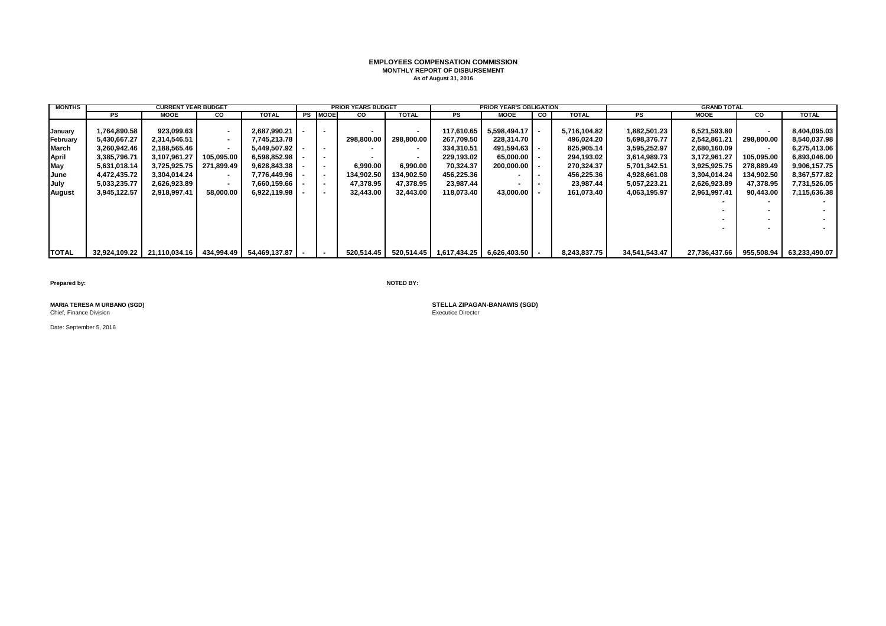**EMPLOYEES COMPENSATION COMMISSION**
**MONTHLY REPORT OF DISBURSEMENT**
**As of August 31, 2016**

| MONTHS | CURRENT YEAR BUDGET | | | | PRIOR YEARS BUDGET | | | | PRIOR YEAR'S OBLIGATION | | | | GRAND TOTAL | | | |
|---|---|---|---|---|---|---|---|---|---|---|---|---|---|---|---|---|
| | PS | MOOE | CO | TOTAL | PS | MOOE | CO | TOTAL | PS | MOOE | CO | TOTAL | PS | MOOE | CO | TOTAL |
| January | 1,764,890.58 | 923,099.63 | - | 2,687,990.21 | - | - | - | - | 117,610.65 | 5,598,494.17 | - | 5,716,104.82 | 1,882,501.23 | 6,521,593.80 | - | 8,404,095.03 |
| February | 5,430,667.27 | 2,314,546.51 | - | 7,745,213.78 | | | 298,800.00 | 298,800.00 | 267,709.50 | 228,314.70 | | 496,024.20 | 5,698,376.77 | 2,542,861.21 | 298,800.00 | 8,540,037.98 |
| March | 3,260,942.46 | 2,188,565.46 | - | 5,449,507.92 | - | - | - | - | 334,310.51 | 491,594.63 | - | 825,905.14 | 3,595,252.97 | 2,680,160.09 | - | 6,275,413.06 |
| April | 3,385,796.71 | 3,107,961.27 | 105,095.00 | 6,598,852.98 | - | - | - | - | 229,193.02 | 65,000.00 | - | 294,193.02 | 3,614,989.73 | 3,172,961.27 | 105,095.00 | 6,893,046.00 |
| May | 5,631,018.14 | 3,725,925.75 | 271,899.49 | 9,628,843.38 | - | - | 6,990.00 | 6,990.00 | 70,324.37 | 200,000.00 | - | 270,324.37 | 5,701,342.51 | 3,925,925.75 | 278,889.49 | 9,906,157.75 |
| June | 4,472,435.72 | 3,304,014.24 | - | 7,776,449.96 | - | - | 134,902.50 | 134,902.50 | 456,225.36 | - | - | 456,225.36 | 4,928,661.08 | 3,304,014.24 | 134,902.50 | 8,367,577.82 |
| July | 5,033,235.77 | 2,626,923.89 | - | 7,660,159.66 | - | - | 47,378.95 | 47,378.95 | 23,987.44 | - | - | 23,987.44 | 5,057,223.21 | 2,626,923.89 | 47,378.95 | 7,731,526.05 |
| August | 3,945,122.57 | 2,918,997.41 | 58,000.00 | 6,922,119.98 | - | - | 32,443.00 | 32,443.00 | 118,073.40 | 43,000.00 | - | 161,073.40 | 4,063,195.97 | 2,961,997.41 | 90,443.00 | 7,115,636.38 |
| | | | | | | | | | | | | | | - | - | - |
| | | | | | | | | | | | | | | - | - | - |
| | | | | | | | | | | | | | | - | - | - |
| | | | | | | | | | | | | | | - | - | - |
| TOTAL | 32,924,109.22 | 21,110,034.16 | 434,994.49 | 54,469,137.87 | - | - | 520,514.45 | 520,514.45 | 1,617,434.25 | 6,626,403.50 | - | 8,243,837.75 | 34,541,543.47 | 27,736,437.66 | 955,508.94 | 63,233,490.07 |

**Prepared by:**

**MARIA TERESA M URBANO (SGD)**
Chief, Finance Division

Date: September 5, 2016

**NOTED BY:**

**STELLA ZIPAGAN-BANAWIS (SGD)**
Executice Director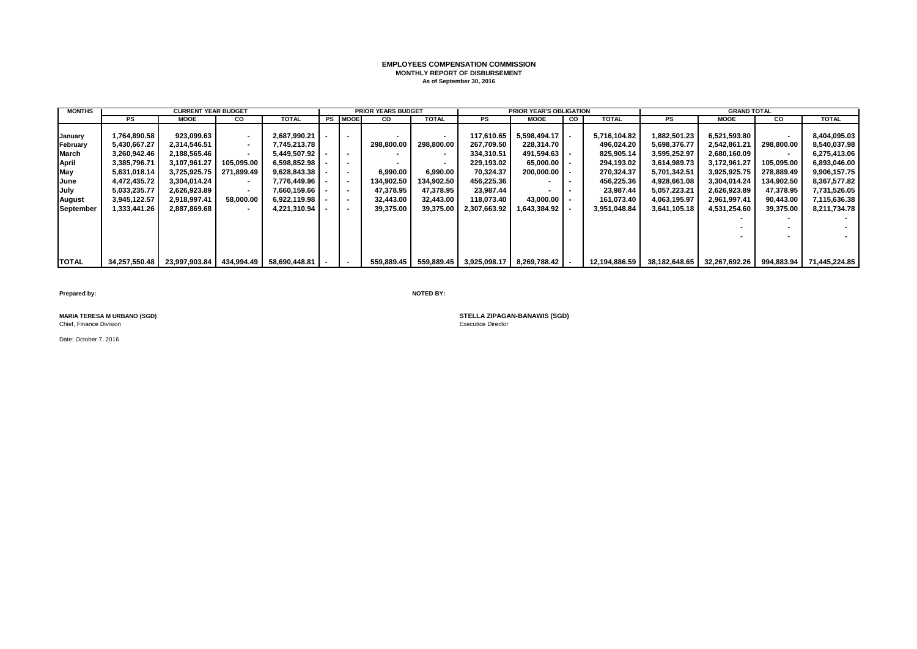# EMPLOYEES COMPENSATION COMMISSION

**MONTHLY REPORT OF DISBURSEMENT**

**As of September 30, 2016**

| MONTHS | CURRENT YEAR BUDGET | | | | PRIOR YEARS BUDGET | | | | PRIOR YEAR'S OBLIGATION | | | | GRAND TOTAL | | | |
|---|---|---|---|---|---|---|---|---|---|---|---|---|---|---|---|---|
| | PS | MOOE | CO | TOTAL | PS | MOOE | CO | TOTAL | PS | MOOE | CO | TOTAL | PS | MOOE | CO | TOTAL |
| January | 1,764,890.58 | 923,099.63 | - | 2,687,990.21 | - | - | - | - | 117,610.65 | 5,598,494.17 | - | 5,716,104.82 | 1,882,501.23 | 6,521,593.80 | - | 8,404,095.03 |
| February | 5,430,667.27 | 2,314,546.51 | - | 7,745,213.78 | | | 298,800.00 | 298,800.00 | 267,709.50 | 228,314.70 | | 496,024.20 | 5,698,376.77 | 2,542,861.21 | 298,800.00 | 8,540,037.98 |
| March | 3,260,942.46 | 2,188,565.46 | - | 5,449,507.92 | - | - | - | - | 334,310.51 | 491,594.63 | - | 825,905.14 | 3,595,252.97 | 2,680,160.09 | - | 6,275,413.06 |
| April | 3,385,796.71 | 3,107,961.27 | 105,095.00 | 6,598,852.98 | - | - | - | - | 229,193.02 | 65,000.00 | - | 294,193.02 | 3,614,989.73 | 3,172,961.27 | 105,095.00 | 6,893,046.00 |
| May | 5,631,018.14 | 3,725,925.75 | 271,899.49 | 9,628,843.38 | - | - | 6,990.00 | 6,990.00 | 70,324.37 | 200,000.00 | - | 270,324.37 | 5,701,342.51 | 3,925,925.75 | 278,889.49 | 9,906,157.75 |
| June | 4,472,435.72 | 3,304,014.24 | - | 7,776,449.96 | - | - | 134,902.50 | 134,902.50 | 456,225.36 | - | - | 456,225.36 | 4,928,661.08 | 3,304,014.24 | 134,902.50 | 8,367,577.82 |
| July | 5,033,235.77 | 2,626,923.89 | - | 7,660,159.66 | - | - | 47,378.95 | 47,378.95 | 23,987.44 | - | - | 23,987.44 | 5,057,223.21 | 2,626,923.89 | 47,378.95 | 7,731,526.05 |
| August | 3,945,122.57 | 2,918,997.41 | 58,000.00 | 6,922,119.98 | - | - | 32,443.00 | 32,443.00 | 118,073.40 | 43,000.00 | - | 161,073.40 | 4,063,195.97 | 2,961,997.41 | 90,443.00 | 7,115,636.38 |
| September | 1,333,441.26 | 2,887,869.68 | - | 4,221,310.94 | - | - | 39,375.00 | 39,375.00 | 2,307,663.92 | 1,643,384.92 | - | 3,951,048.84 | 3,641,105.18 | 4,531,254.60 | 39,375.00 | 8,211,734.78 |
| | | | | | | | | | | | | | | - | - | - |
| | | | | | | | | | | | | | | - | - | - |
| | | | | | | | | | | | | | | - | - | - |
| TOTAL | 34,257,550.48 | 23,997,903.84 | 434,994.49 | 58,690,448.81 | - | - | 559,889.45 | 559,889.45 | 3,925,098.17 | 8,269,788.42 | - | 12,194,886.59 | 38,182,648.65 | 32,267,692.26 | 994,883.94 | 71,445,224.85 |

**Prepared by:**

**MARIA TERESA M URBANO (SGD)**
Chief, Finance Division

Date: October 7, 2016

**NOTED BY:**

**STELLA ZIPAGAN-BANAWIS (SGD)**
Executice Director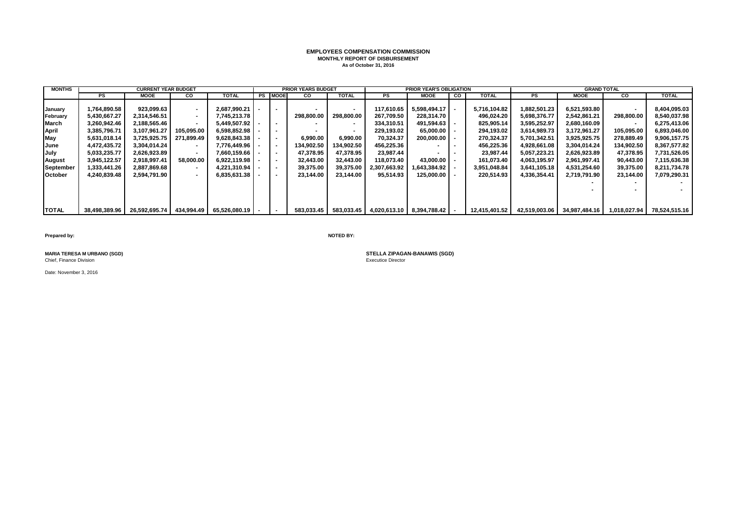# EMPLOYEES COMPENSATION COMMISSION

## MONTHLY REPORT OF DISBURSEMENT

**As of October 31, 2016**

| MONTHS | CURRENT YEAR BUDGET | | | | PRIOR YEARS BUDGET | | | | PRIOR YEAR'S OBLIGATION | | | | GRAND TOTAL | | | |
|---|---|---|---|---|---|---|---|---|---|---|---|---|---|---|---|---|
| | PS | MOOE | CO | TOTAL | PS | MOOE | CO | TOTAL | PS | MOOE | CO | TOTAL | PS | MOOE | CO | TOTAL |
| January | 1,764,890.58 | 923,099.63 | - | 2,687,990.21 | - | - | - | - | 117,610.65 | 5,598,494.17 | - | 5,716,104.82 | 1,882,501.23 | 6,521,593.80 | - | 8,404,095.03 |
| February | 5,430,667.27 | 2,314,546.51 | - | 7,745,213.78 | | | 298,800.00 | 298,800.00 | 267,709.50 | 228,314.70 | | 496,024.20 | 5,698,376.77 | 2,542,861.21 | 298,800.00 | 8,540,037.98 |
| March | 3,260,942.46 | 2,188,565.46 | - | 5,449,507.92 | - | - | - | - | 334,310.51 | 491,594.63 | - | 825,905.14 | 3,595,252.97 | 2,680,160.09 | - | 6,275,413.06 |
| April | 3,385,796.71 | 3,107,961.27 | 105,095.00 | 6,598,852.98 | - | - | - | - | 229,193.02 | 65,000.00 | - | 294,193.02 | 3,614,989.73 | 3,172,961.27 | 105,095.00 | 6,893,046.00 |
| May | 5,631,018.14 | 3,725,925.75 | 271,899.49 | 9,628,843.38 | - | - | 6,990.00 | 6,990.00 | 70,324.37 | 200,000.00 | - | 270,324.37 | 5,701,342.51 | 3,925,925.75 | 278,889.49 | 9,906,157.75 |
| June | 4,472,435.72 | 3,304,014.24 | - | 7,776,449.96 | - | - | 134,902.50 | 134,902.50 | 456,225.36 | - | - | 456,225.36 | 4,928,661.08 | 3,304,014.24 | 134,902.50 | 8,367,577.82 |
| July | 5,033,235.77 | 2,626,923.89 | - | 7,660,159.66 | - | - | 47,378.95 | 47,378.95 | 23,987.44 | - | - | 23,987.44 | 5,057,223.21 | 2,626,923.89 | 47,378.95 | 7,731,526.05 |
| August | 3,945,122.57 | 2,918,997.41 | 58,000.00 | 6,922,119.98 | - | - | 32,443.00 | 32,443.00 | 118,073.40 | 43,000.00 | - | 161,073.40 | 4,063,195.97 | 2,961,997.41 | 90,443.00 | 7,115,636.38 |
| September | 1,333,441.26 | 2,887,869.68 | - | 4,221,310.94 | - | - | 39,375.00 | 39,375.00 | 2,307,663.92 | 1,643,384.92 | - | 3,951,048.84 | 3,641,105.18 | 4,531,254.60 | 39,375.00 | 8,211,734.78 |
| October | 4,240,839.48 | 2,594,791.90 | - | 6,835,631.38 | - | - | 23,144.00 | 23,144.00 | 95,514.93 | 125,000.00 | - | 220,514.93 | 4,336,354.41 | 2,719,791.90 | 23,144.00 | 7,079,290.31 |
| | | | | | | | | | | | | | | - | - | - |
| | | | | | | | | | | | | | | - | - | - |
| TOTAL | 38,498,389.96 | 26,592,695.74 | 434,994.49 | 65,526,080.19 | - | - | 583,033.45 | 583,033.45 | 4,020,613.10 | 8,394,788.42 | - | 12,415,401.52 | 42,519,003.06 | 34,987,484.16 | 1,018,027.94 | 78,524,515.16 |

**Prepared by:**

**MARIA TERESA M URBANO (SGD)**
Chief, Finance Division

**NOTED BY:**

**STELLA ZIPAGAN-BANAWIS (SGD)**
Executice Director

Date: November 3, 2016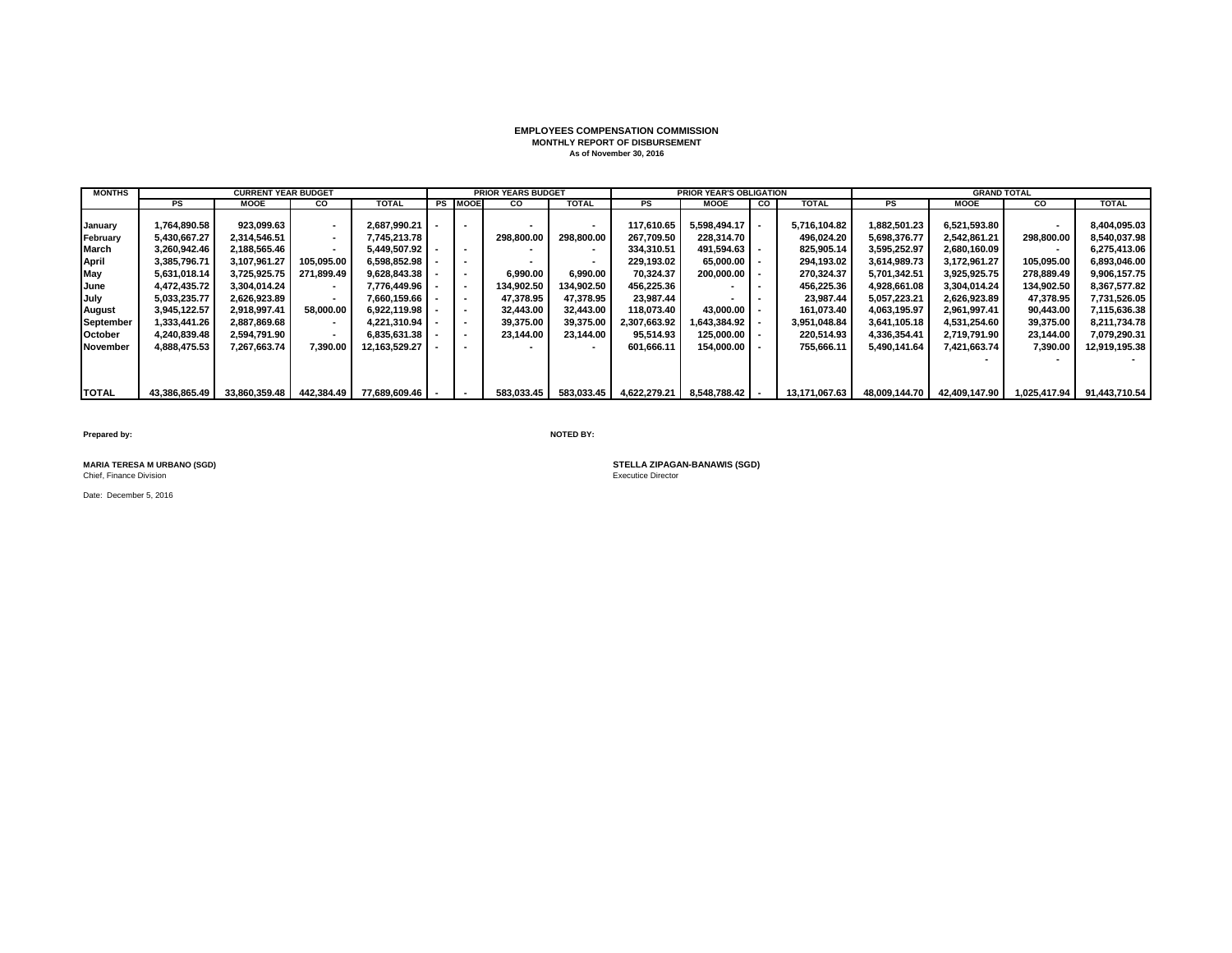**EMPLOYEES COMPENSATION COMMISSION**
**MONTHLY REPORT OF DISBURSEMENT**
**As of November 30, 2016**

| MONTHS | CURRENT YEAR BUDGET | | | | PRIOR YEARS BUDGET | | | | PRIOR YEAR'S OBLIGATION | | | | GRAND TOTAL | | | |
|---|---|---|---|---|---|---|---|---|---|---|---|---|---|---|---|---|
| | PS | MOOE | CO | TOTAL | PS | MOOE | CO | TOTAL | PS | MOOE | CO | TOTAL | PS | MOOE | CO | TOTAL |
| January | 1,764,890.58 | 923,099.63 | - | 2,687,990.21 | - | - | - | - | 117,610.65 | 5,598,494.17 | - | 5,716,104.82 | 1,882,501.23 | 6,521,593.80 | - | 8,404,095.03 |
| February | 5,430,667.27 | 2,314,546.51 | - | 7,745,213.78 | | | 298,800.00 | 298,800.00 | 267,709.50 | 228,314.70 | | 496,024.20 | 5,698,376.77 | 2,542,861.21 | 298,800.00 | 8,540,037.98 |
| March | 3,260,942.46 | 2,188,565.46 | - | 5,449,507.92 | - | - | - | - | 334,310.51 | 491,594.63 | - | 825,905.14 | 3,595,252.97 | 2,680,160.09 | - | 6,275,413.06 |
| April | 3,385,796.71 | 3,107,961.27 | 105,095.00 | 6,598,852.98 | - | - | - | - | 229,193.02 | 65,000.00 | - | 294,193.02 | 3,614,989.73 | 3,172,961.27 | 105,095.00 | 6,893,046.00 |
| May | 5,631,018.14 | 3,725,925.75 | 271,899.49 | 9,628,843.38 | - | - | 6,990.00 | 6,990.00 | 70,324.37 | 200,000.00 | - | 270,324.37 | 5,701,342.51 | 3,925,925.75 | 278,889.49 | 9,906,157.75 |
| June | 4,472,435.72 | 3,304,014.24 | - | 7,776,449.96 | - | - | 134,902.50 | 134,902.50 | 456,225.36 | - | - | 456,225.36 | 4,928,661.08 | 3,304,014.24 | 134,902.50 | 8,367,577.82 |
| July | 5,033,235.77 | 2,626,923.89 | - | 7,660,159.66 | - | - | 47,378.95 | 47,378.95 | 23,987.44 | - | - | 23,987.44 | 5,057,223.21 | 2,626,923.89 | 47,378.95 | 7,731,526.05 |
| August | 3,945,122.57 | 2,918,997.41 | 58,000.00 | 6,922,119.98 | - | - | 32,443.00 | 32,443.00 | 118,073.40 | 43,000.00 | - | 161,073.40 | 4,063,195.97 | 2,961,997.41 | 90,443.00 | 7,115,636.38 |
| September | 1,333,441.26 | 2,887,869.68 | - | 4,221,310.94 | - | - | 39,375.00 | 39,375.00 | 2,307,663.92 | 1,643,384.92 | - | 3,951,048.84 | 3,641,105.18 | 4,531,254.60 | 39,375.00 | 8,211,734.78 |
| October | 4,240,839.48 | 2,594,791.90 | - | 6,835,631.38 | - | - | 23,144.00 | 23,144.00 | 95,514.93 | 125,000.00 | - | 220,514.93 | 4,336,354.41 | 2,719,791.90 | 23,144.00 | 7,079,290.31 |
| November | 4,888,475.53 | 7,267,663.74 | 7,390.00 | 12,163,529.27 | - | - | - | - | 601,666.11 | 154,000.00 | - | 755,666.11 | 5,490,141.64 | 7,421,663.74 | 7,390.00 | 12,919,195.38 |
| | | | | | | | | | | | | | | - | - | - |
| TOTAL | 43,386,865.49 | 33,860,359.48 | 442,384.49 | 77,689,609.46 | - | - | 583,033.45 | 583,033.45 | 4,622,279.21 | 8,548,788.42 | - | 13,171,067.63 | 48,009,144.70 | 42,409,147.90 | 1,025,417.94 | 91,443,710.54 |

**Prepared by:**

**MARIA TERESA M URBANO (SGD)**
Chief, Finance Division

Date: December 5, 2016

**NOTED BY:**

**STELLA ZIPAGAN-BANAWIS (SGD)**
Executice Director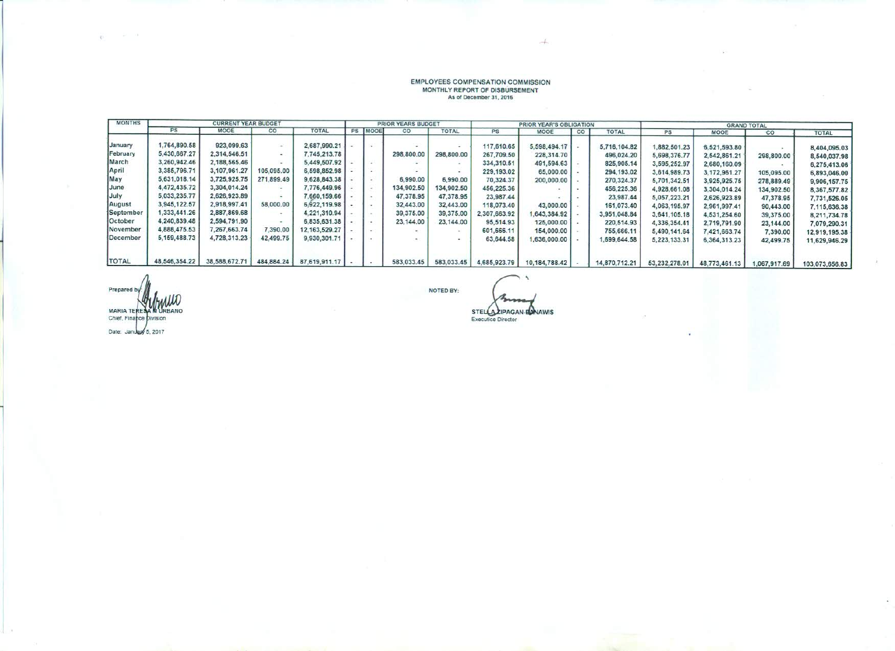EMPLOYEES COMPENSATION COMMISSION
MONTHLY REPORT OF DISBURSEMENT
As of December 31, 2016

| MONTHS | CURRENT YEAR BUDGET | | | | PRIOR YEARS BUDGET | | | | PRIOR YEAR'S OBLIGATION | | | | GRAND TOTAL | | | |
|---|---|---|---|---|---|---|---|---|---|---|---|---|---|---|---|---|
| | PS | MOOE | CO | TOTAL | PS | MOOE | CO | TOTAL | PS | MOOE | CO | TOTAL | PS | MOOE | CO | TOTAL |
| January | 1,764,890.58 | 923,099.63 | - | 2,687,990.21 | - | - | - | - | 117,610.65 | 5,598,494.17 | - | 5,716,104.82 | 1,882,501.23 | 6,521,593.80 | - | 8,404,095.03 |
| February | 5,430,667.27 | 2,314,546.51 | - | 7,745,213.78 | | | 298,800.00 | 298,800.00 | 267,709.50 | 228,314.70 | | 496,024.20 | 5,698,376.77 | 2,542,861.21 | 298,800.00 | 8,540,037.98 |
| March | 3,260,942.46 | 2,188,565.46 | - | 5,449,507.92 | - | - | - | - | 334,310.51 | 491,594.63 | - | 825,905.14 | 3,595,252.97 | 2,680,160.09 | - | 6,275,413.06 |
| April | 3,385,796.71 | 3,107,961.27 | 105,095.00 | 6,598,852.98 | - | - | - | - | 229,193.02 | 65,000.00 | - | 294,193.02 | 3,614,989.73 | 3,172,961.27 | 105,095.00 | 6,893,046.00 |
| May | 5,631,018.14 | 3,725,925.75 | 271,899.49 | 9,628,843.38 | - | - | 6,990.00 | 6,990.00 | 70,324.37 | 200,000.00 | - | 270,324.37 | 5,701,342.51 | 3,925,925.75 | 278,889.49 | 9,906,157.75 |
| June | 4,472,435.72 | 3,304,014.24 | - | 7,776,449.96 | - | - | 134,902.50 | 134,902.50 | 456,225.36 | - | - | 456,225.36 | 4,928,661.08 | 3,304,014.24 | 134,902.50 | 8,367,577.82 |
| July | 5,033,235.77 | 2,626,923.89 | - | 7,660,159.66 | - | - | 47,378.95 | 47,378.95 | 23,987.44 | - | - | 23,987.44 | 5,057,223.21 | 2,626,923.89 | 47,378.95 | 7,731,526.05 |
| August | 3,945,122.57 | 2,918,997.41 | 58,000.00 | 6,922,119.98 | - | - | 32,443.00 | 32,443.00 | 118,073.40 | 43,000.00 | - | 161,073.40 | 4,063,195.97 | 2,961,997.41 | 90,443.00 | 7,115,636.38 |
| September | 1,333,441.26 | 2,887,869.68 | - | 4,221,310.94 | - | - | 39,375.00 | 39,375.00 | 2,307,663.92 | 1,643,384.92 | - | 3,951,048.84 | 3,641,105.18 | 4,531,254.60 | 39,375.00 | 8,211,734.78 |
| October | 4,240,839.48 | 2,594,791.90 | - | 6,835,631.38 | - | - | 23,144.00 | 23,144.00 | 95,514.93 | 125,000.00 | - | 220,514.93 | 4,336,354.41 | 2,719,791.90 | 23,144.00 | 7,079,290.31 |
| November | 4,888,475.53 | 7,267,663.74 | 7,390.00 | 12,163,529.27 | - | - | - | - | 601,666.11 | 154,000.00 | - | 755,666.11 | 5,490,141.64 | 7,421,663.74 | 7,390.00 | 12,919,195.38 |
| December | 5,159,488.73 | 4,728,313.23 | 42,499.75 | 9,930,301.71 | - | - | - | - | 63,644.58 | 1,636,000.00 | - | 1,699,644.58 | 5,223,133.31 | 6,364,313.23 | 42,499.75 | 11,629,946.29 |
| TOTAL | 48,546,354.22 | 38,588,672.71 | 484,884.24 | 87,619,911.17 | - | - | 583,033.45 | 583,033.45 | 4,685,923.79 | 10,184,788.42 | - | 14,870,712.21 | 53,232,278.01 | 48,773,461.13 | 1,067,917.69 | 103,073,656.83 |

Prepared by:

MARIA TERESA M. URBANO
Chief, Finance Division

Date: January 5, 2017

NOTED BY:

STELLA ZIPAGAN-BANAWIS
Executive Director